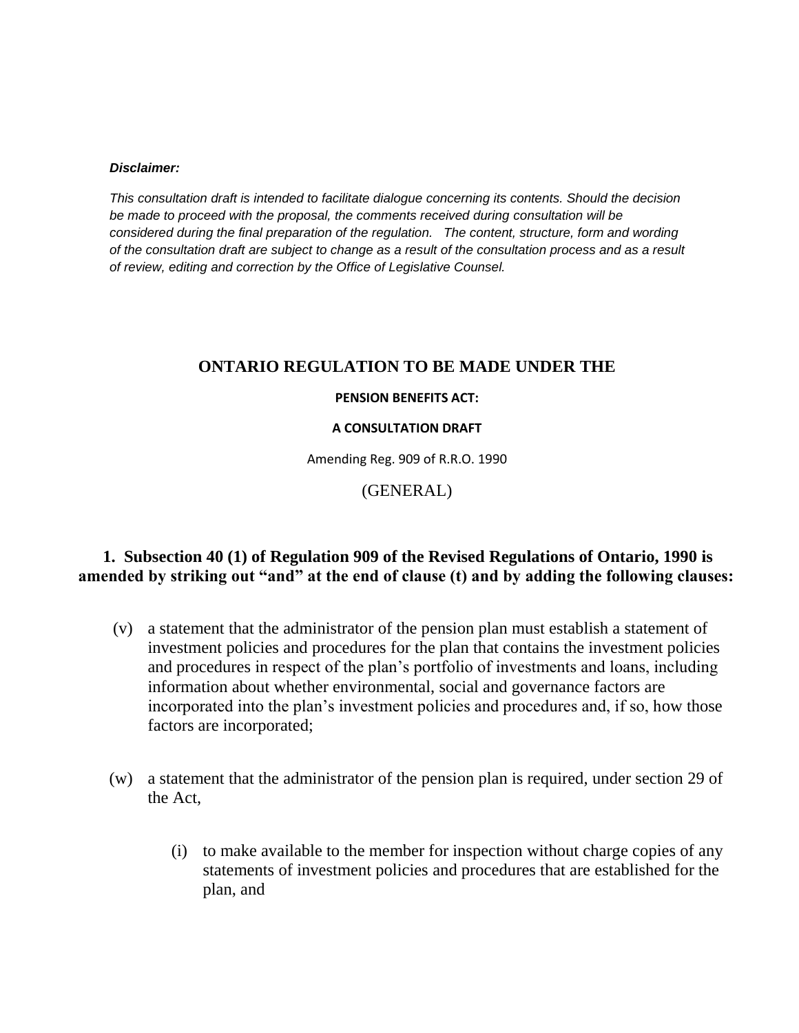***Disclaimer:***

*This consultation draft is intended to facilitate dialogue concerning its contents. Should the decision be made to proceed with the proposal, the comments received during consultation will be considered during the final preparation of the regulation. The content, structure, form and wording of the consultation draft are subject to change as a result of the consultation process and as a result of review, editing and correction by the Office of Legislative Counsel.*

# ONTARIO REGULATION TO BE MADE UNDER THE

**PENSION BENEFITS ACT:**

**A CONSULTATION DRAFT**

Amending Reg. 909 of R.R.O. 1990

(GENERAL)

**1. Subsection 40 (1) of Regulation 909 of the Revised Regulations of Ontario, 1990 is amended by striking out "and" at the end of clause (t) and by adding the following clauses:**

(v) a statement that the administrator of the pension plan must establish a statement of investment policies and procedures for the plan that contains the investment policies and procedures in respect of the plan's portfolio of investments and loans, including information about whether environmental, social and governance factors are incorporated into the plan's investment policies and procedures and, if so, how those factors are incorporated;

(w) a statement that the administrator of the pension plan is required, under section 29 of the Act,

(i) to make available to the member for inspection without charge copies of any statements of investment policies and procedures that are established for the plan, and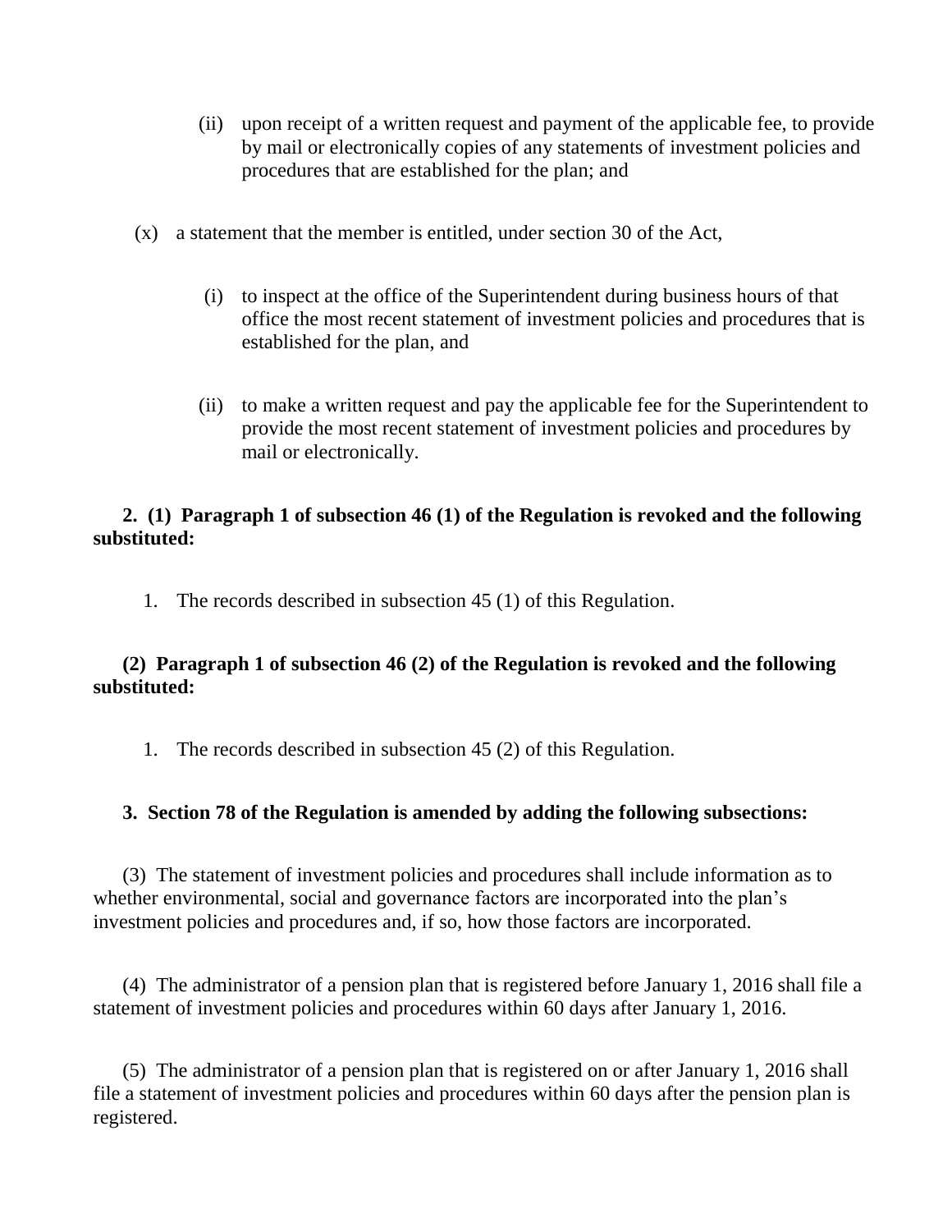(ii) upon receipt of a written request and payment of the applicable fee, to provide by mail or electronically copies of any statements of investment policies and procedures that are established for the plan; and

(x) a statement that the member is entitled, under section 30 of the Act,

(i) to inspect at the office of the Superintendent during business hours of that office the most recent statement of investment policies and procedures that is established for the plan, and

(ii) to make a written request and pay the applicable fee for the Superintendent to provide the most recent statement of investment policies and procedures by mail or electronically.

**2. (1) Paragraph 1 of subsection 46 (1) of the Regulation is revoked and the following substituted:**

1. The records described in subsection 45 (1) of this Regulation.

**(2) Paragraph 1 of subsection 46 (2) of the Regulation is revoked and the following substituted:**

1. The records described in subsection 45 (2) of this Regulation.

**3. Section 78 of the Regulation is amended by adding the following subsections:**

(3) The statement of investment policies and procedures shall include information as to whether environmental, social and governance factors are incorporated into the plan's investment policies and procedures and, if so, how those factors are incorporated.

(4) The administrator of a pension plan that is registered before January 1, 2016 shall file a statement of investment policies and procedures within 60 days after January 1, 2016.

(5) The administrator of a pension plan that is registered on or after January 1, 2016 shall file a statement of investment policies and procedures within 60 days after the pension plan is registered.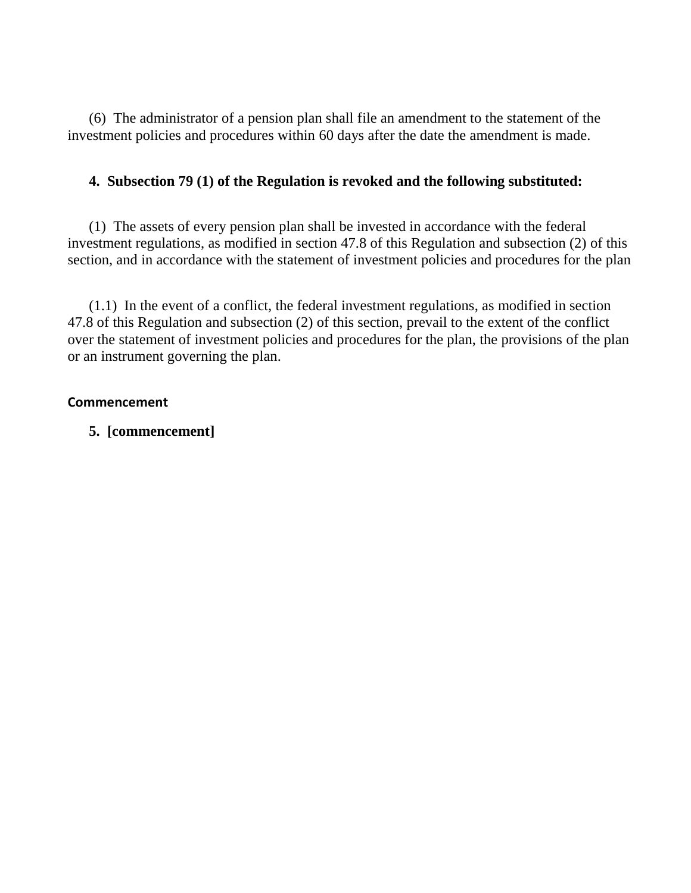(6) The administrator of a pension plan shall file an amendment to the statement of the investment policies and procedures within 60 days after the date the amendment is made.

**4. Subsection 79 (1) of the Regulation is revoked and the following substituted:**

(1) The assets of every pension plan shall be invested in accordance with the federal investment regulations, as modified in section 47.8 of this Regulation and subsection (2) of this section, and in accordance with the statement of investment policies and procedures for the plan

(1.1) In the event of a conflict, the federal investment regulations, as modified in section 47.8 of this Regulation and subsection (2) of this section, prevail to the extent of the conflict over the statement of investment policies and procedures for the plan, the provisions of the plan or an instrument governing the plan.

**Commencement**

**5. [commencement]**